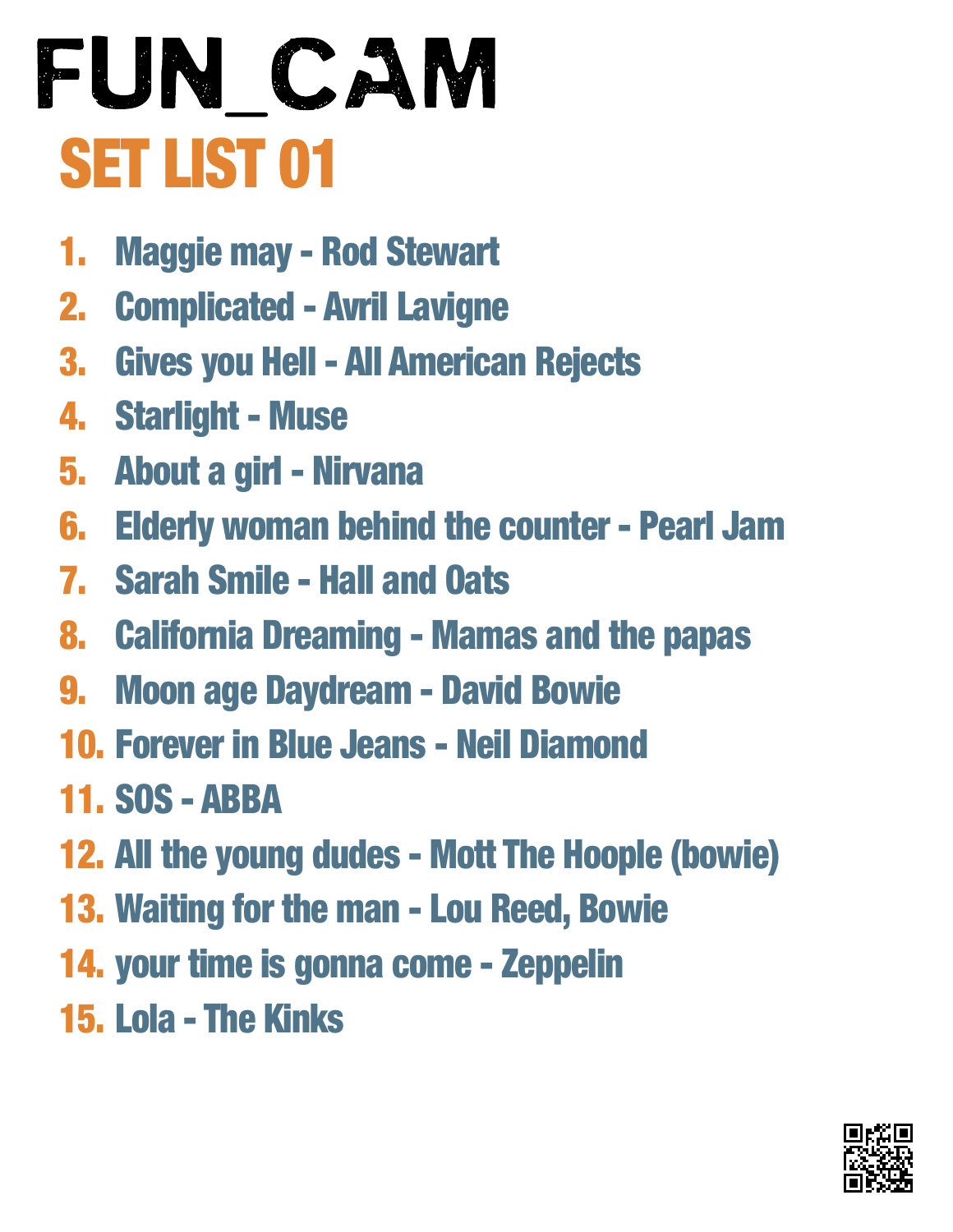# FUN_CAM

## SET LIST 01

1. Maggie may - Rod Stewart
2. Complicated - Avril Lavigne
3. Gives you Hell - All American Rejects
4. Starlight - Muse
5. About a girl - Nirvana
6. Elderly woman behind the counter - Pearl Jam
7. Sarah Smile - Hall and Oats
8. California Dreaming - Mamas and the papas
9. Moon age Daydream - David Bowie
10. Forever in Blue Jeans - Neil Diamond
11. SOS - ABBA
12. All the young dudes - Mott The Hoople (bowie)
13. Waiting for the man - Lou Reed, Bowie
14. your time is gonna come - Zeppelin
15. Lola - The Kinks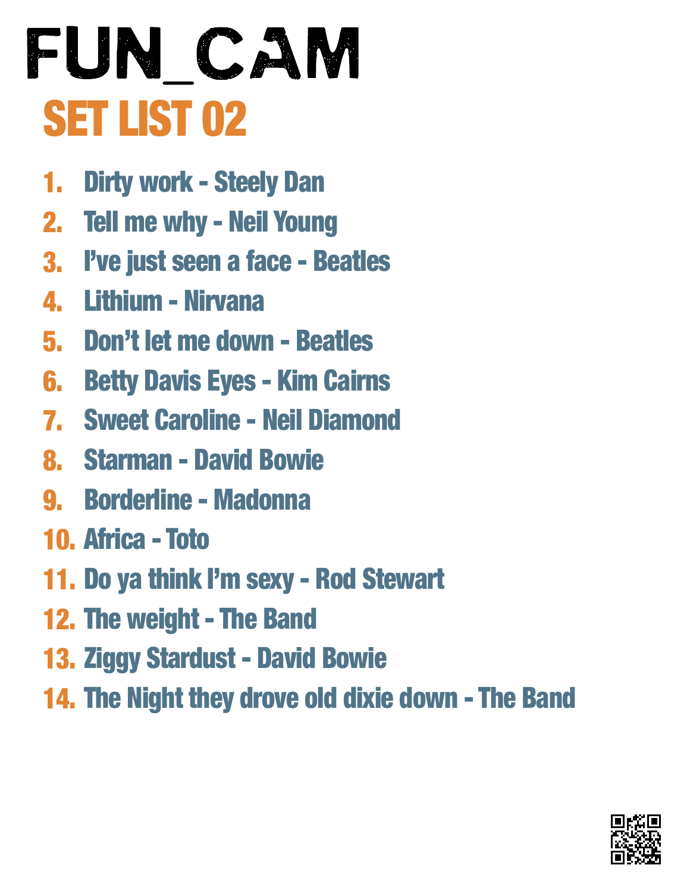# FUN_CAM

## SET LIST 02

1. Dirty work - Steely Dan
2. Tell me why - Neil Young
3. I've just seen a face - Beatles
4. Lithium - Nirvana
5. Don't let me down - Beatles
6. Betty Davis Eyes - Kim Cairns
7. Sweet Caroline - Neil Diamond
8. Starman - David Bowie
9. Borderline - Madonna
10. Africa - Toto
11. Do ya think I'm sexy - Rod Stewart
12. The weight - The Band
13. Ziggy Stardust - David Bowie
14. The Night they drove old dixie down - The Band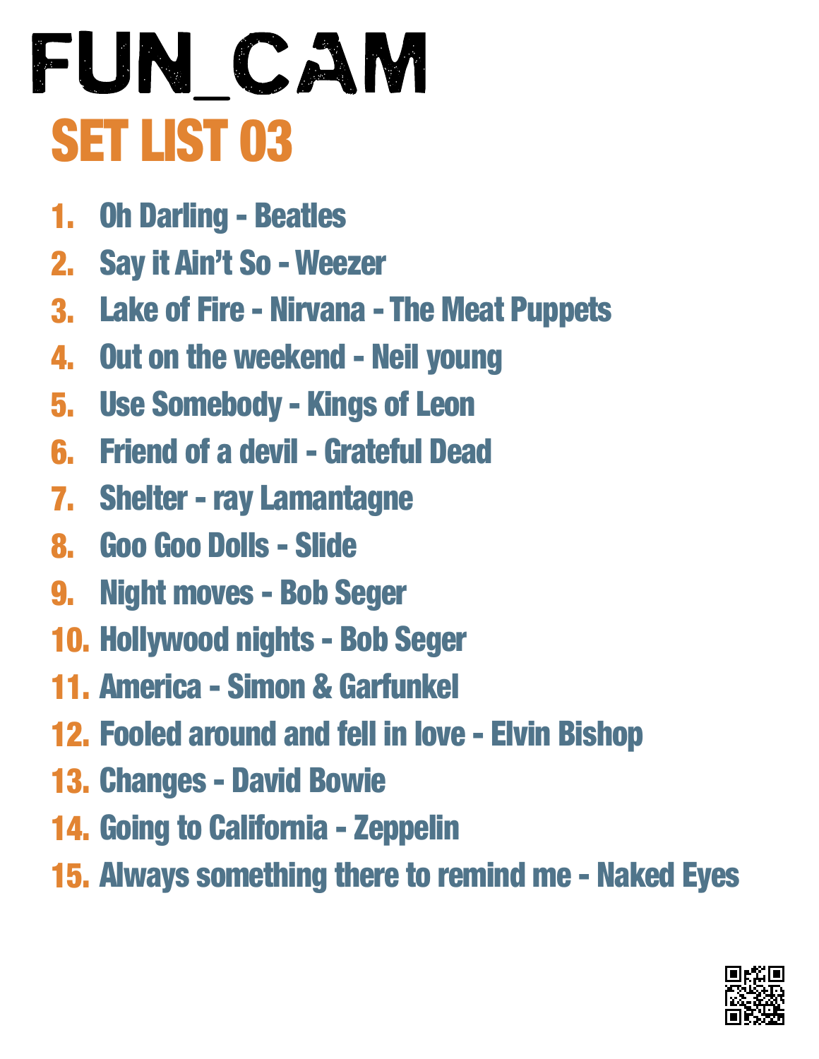# FUN_CAM

## SET LIST 03

1. Oh Darling - Beatles
2. Say it Ain't So - Weezer
3. Lake of Fire - Nirvana - The Meat Puppets
4. Out on the weekend - Neil young
5. Use Somebody - Kings of Leon
6. Friend of a devil - Grateful Dead
7. Shelter - ray Lamantagne
8. Goo Goo Dolls - Slide
9. Night moves - Bob Seger
10. Hollywood nights - Bob Seger
11. America - Simon & Garfunkel
12. Fooled around and fell in love - Elvin Bishop
13. Changes - David Bowie
14. Going to California - Zeppelin
15. Always something there to remind me - Naked Eyes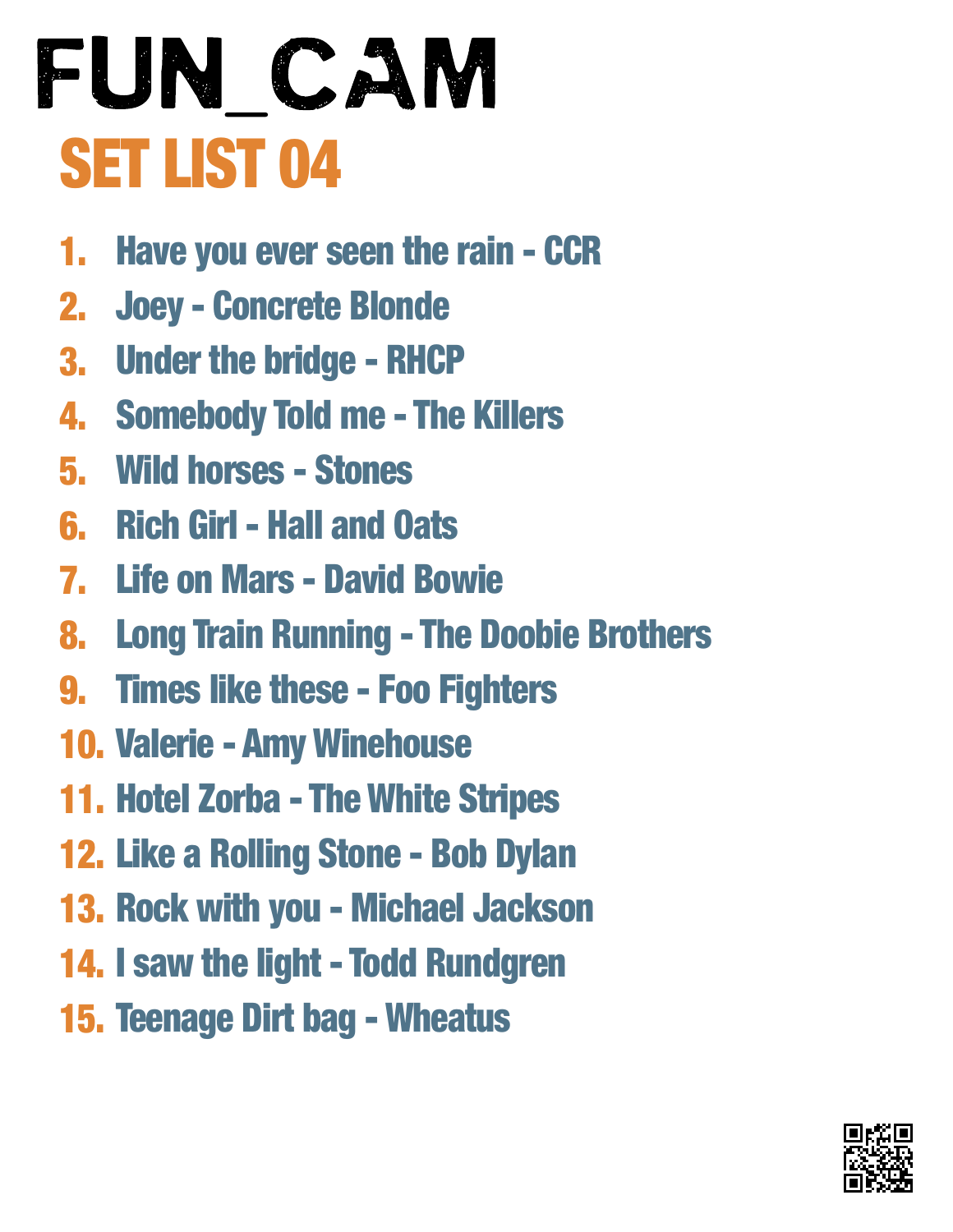# FUN_CAM

## SET LIST 04

1. Have you ever seen the rain - CCR
2. Joey - Concrete Blonde
3. Under the bridge - RHCP
4. Somebody Told me - The Killers
5. Wild horses - Stones
6. Rich Girl - Hall and Oats
7. Life on Mars - David Bowie
8. Long Train Running - The Doobie Brothers
9. Times like these - Foo Fighters
10. Valerie - Amy Winehouse
11. Hotel Zorba - The White Stripes
12. Like a Rolling Stone - Bob Dylan
13. Rock with you - Michael Jackson
14. I saw the light - Todd Rundgren
15. Teenage Dirt bag - Wheatus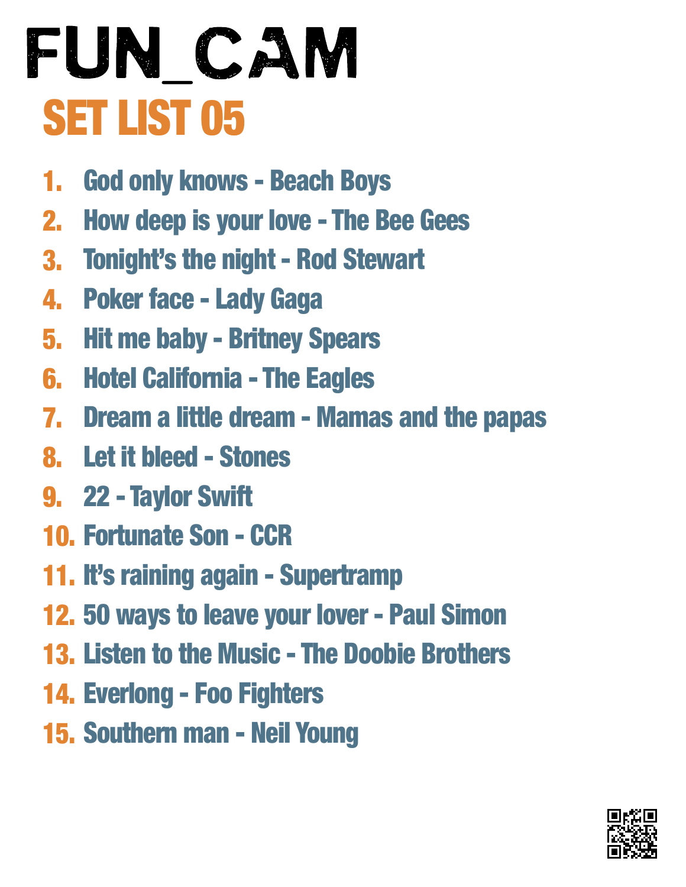# FUN_CAM

## SET LIST 05

1. God only knows - Beach Boys
2. How deep is your love - The Bee Gees
3. Tonight's the night - Rod Stewart
4. Poker face - Lady Gaga
5. Hit me baby - Britney Spears
6. Hotel California - The Eagles
7. Dream a little dream - Mamas and the papas
8. Let it bleed - Stones
9. 22 - Taylor Swift
10. Fortunate Son - CCR
11. It's raining again - Supertramp
12. 50 ways to leave your lover - Paul Simon
13. Listen to the Music - The Doobie Brothers
14. Everlong - Foo Fighters
15. Southern man - Neil Young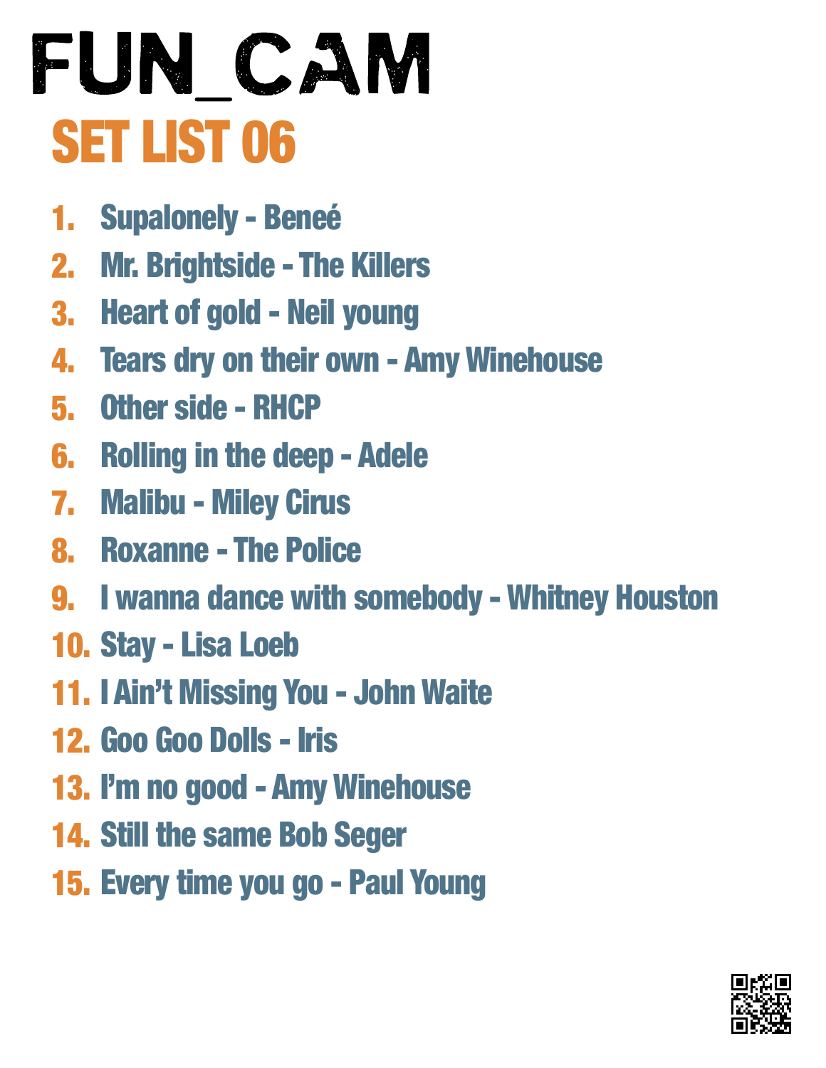# FUN_CAM

## SET LIST 06

1. Supalonely - Beneé
2. Mr. Brightside - The Killers
3. Heart of gold - Neil young
4. Tears dry on their own - Amy Winehouse
5. Other side - RHCP
6. Rolling in the deep - Adele
7. Malibu - Miley Cirus
8. Roxanne - The Police
9. I wanna dance with somebody - Whitney Houston
10. Stay - Lisa Loeb
11. I Ain't Missing You - John Waite
12. Goo Goo Dolls - Iris
13. I'm no good - Amy Winehouse
14. Still the same Bob Seger
15. Every time you go - Paul Young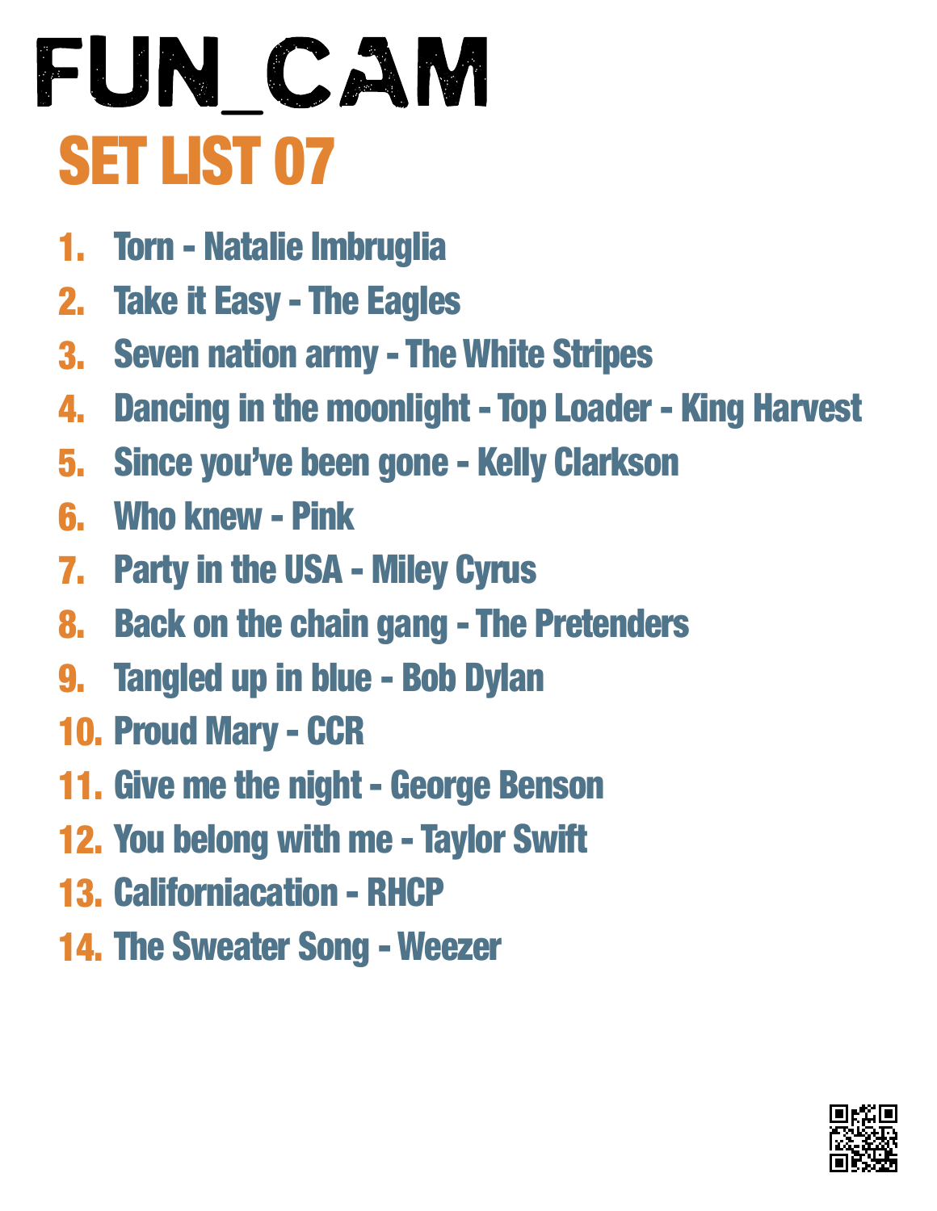# FUN_CAM

## SET LIST 07

1. Torn - Natalie Imbruglia
2. Take it Easy - The Eagles
3. Seven nation army - The White Stripes
4. Dancing in the moonlight - Top Loader - King Harvest
5. Since you've been gone - Kelly Clarkson
6. Who knew - Pink
7. Party in the USA - Miley Cyrus
8. Back on the chain gang - The Pretenders
9. Tangled up in blue - Bob Dylan
10. Proud Mary - CCR
11. Give me the night - George Benson
12. You belong with me - Taylor Swift
13. Californiacation - RHCP
14. The Sweater Song - Weezer